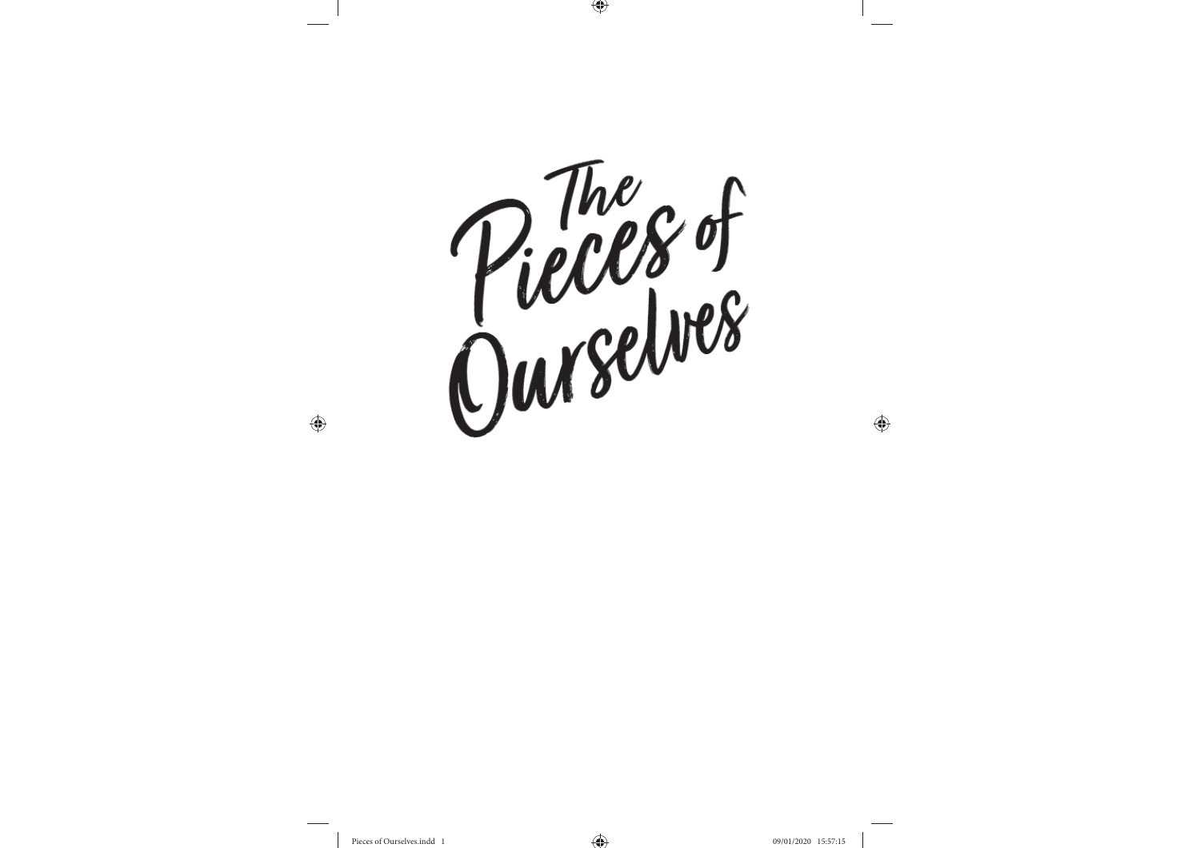# The Pieces of Ourselves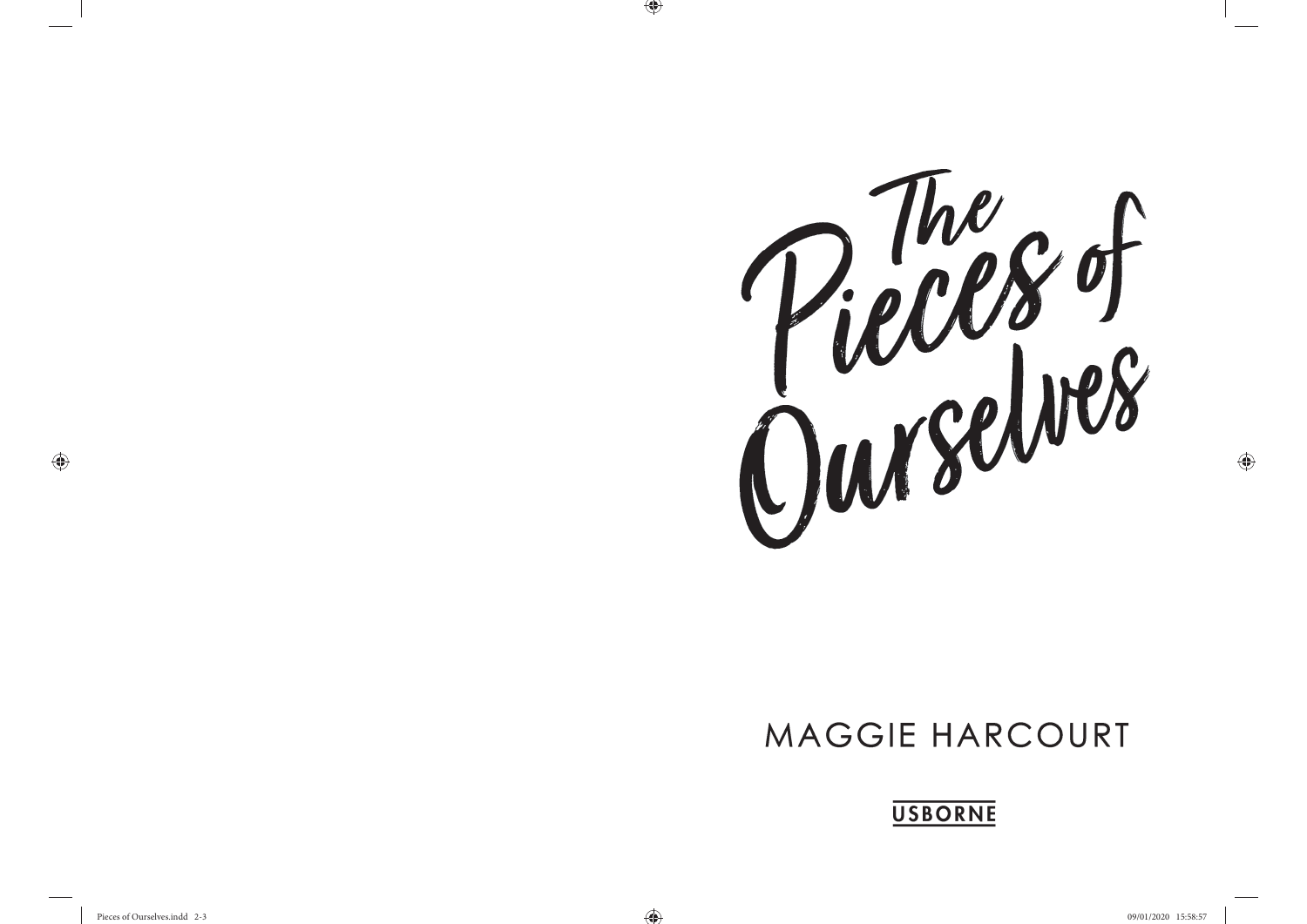# The Pieces of Ourselves

MAGGIE HARCOURT

USBORNE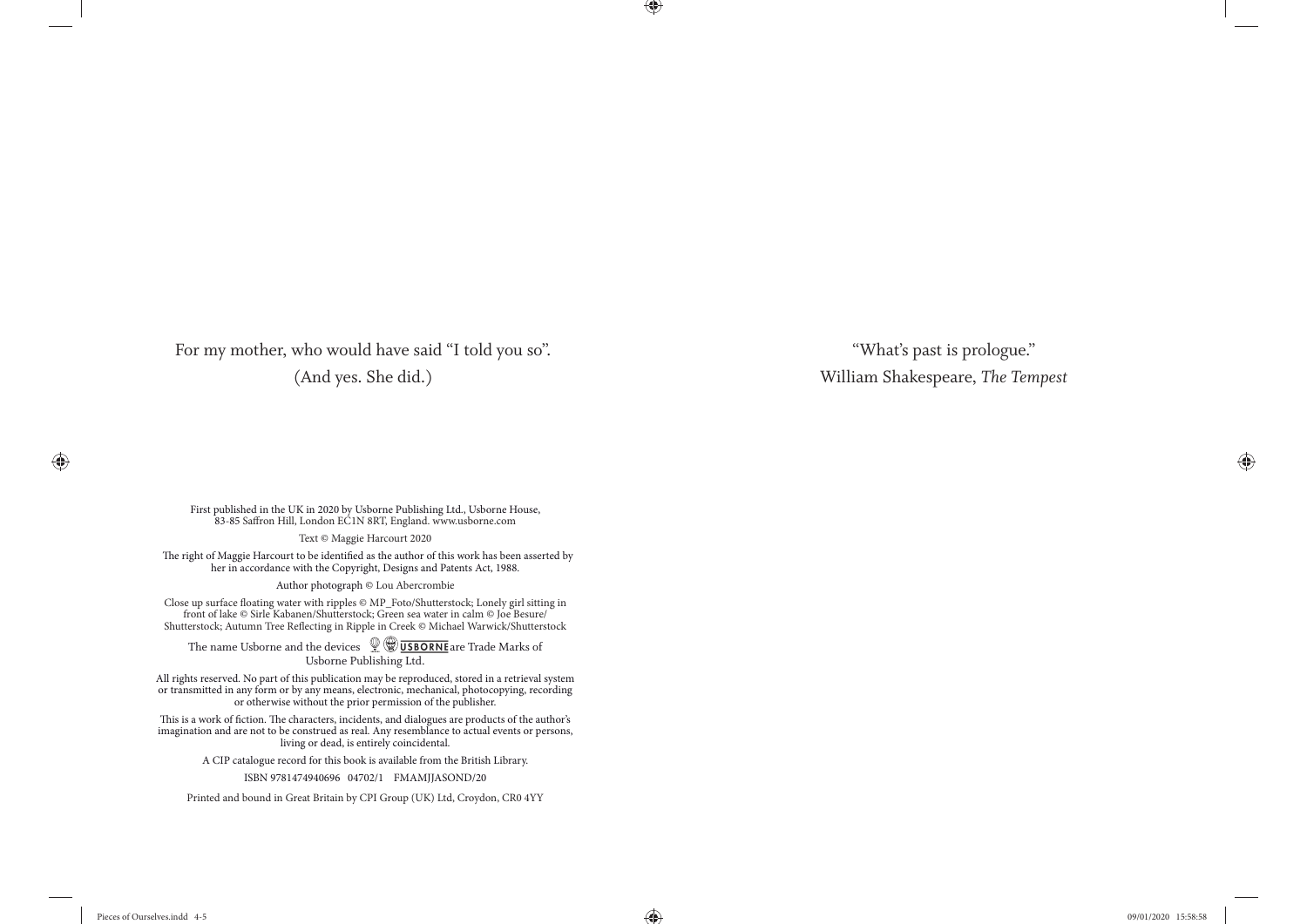For my mother, who would have said "I told you so".

(And yes. She did.)

First published in the UK in 2020 by Usborne Publishing Ltd., Usborne House, 83-85 Saffron Hill, London EC1N 8RT, England. www.usborne.com

Text © Maggie Harcourt 2020

The right of Maggie Harcourt to be identified as the author of this work has been asserted by her in accordance with the Copyright, Designs and Patents Act, 1988.

Author photograph © Lou Abercrombie

Close up surface floating water with ripples © MP_Foto/Shutterstock; Lonely girl sitting in front of lake © Sirle Kabanen/Shutterstock; Green sea water in calm © Joe Besure/Shutterstock; Autumn Tree Reflecting in Ripple in Creek © Michael Warwick/Shutterstock

The name Usborne and the devices USBORNE are Trade Marks of Usborne Publishing Ltd.

All rights reserved. No part of this publication may be reproduced, stored in a retrieval system or transmitted in any form or by any means, electronic, mechanical, photocopying, recording or otherwise without the prior permission of the publisher.

This is a work of fiction. The characters, incidents, and dialogues are products of the author's imagination and are not to be construed as real. Any resemblance to actual events or persons, living or dead, is entirely coincidental.

A CIP catalogue record for this book is available from the British Library.

ISBN 9781474940696 04702/1 FMAMJJASOND/20

Printed and bound in Great Britain by CPI Group (UK) Ltd, Croydon, CR0 4YY

"What's past is prologue."

William Shakespeare, *The Tempest*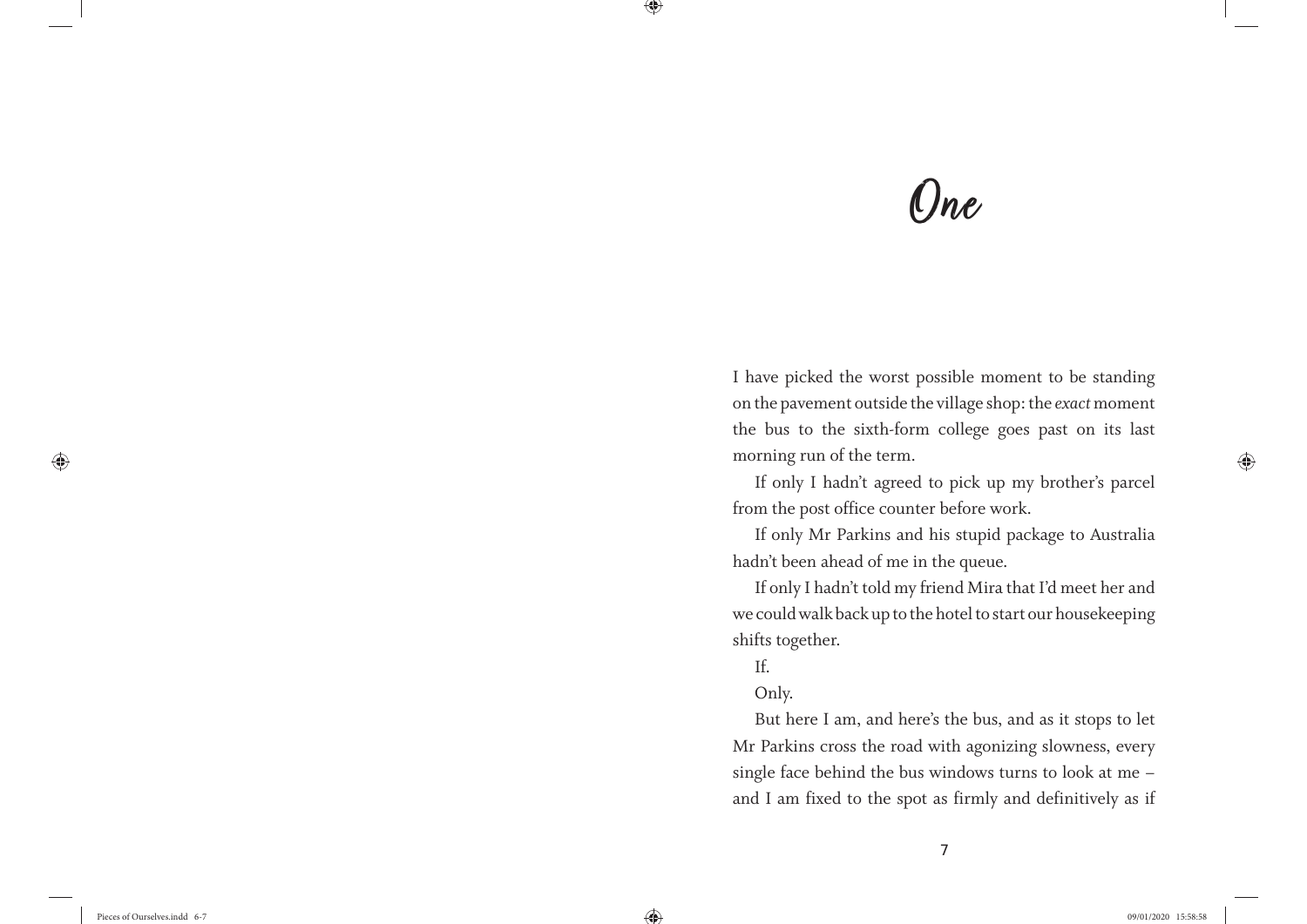# One

I have picked the worst possible moment to be standing on the pavement outside the village shop: the *exact* moment the bus to the sixth-form college goes past on its last morning run of the term.

If only I hadn't agreed to pick up my brother's parcel from the post office counter before work.

If only Mr Parkins and his stupid package to Australia hadn't been ahead of me in the queue.

If only I hadn't told my friend Mira that I'd meet her and we could walk back up to the hotel to start our housekeeping shifts together.

If.

Only.

But here I am, and here's the bus, and as it stops to let Mr Parkins cross the road with agonizing slowness, every single face behind the bus windows turns to look at me – and I am fixed to the spot as firmly and definitively as if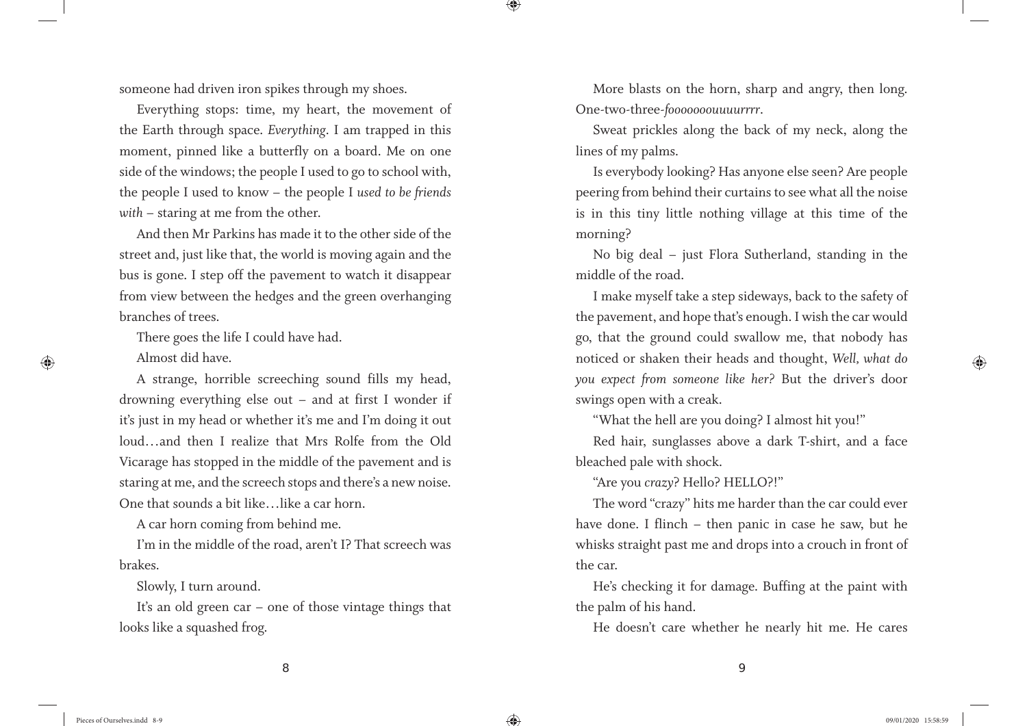someone had driven iron spikes through my shoes.

Everything stops: time, my heart, the movement of the Earth through space. *Everything*. I am trapped in this moment, pinned like a butterfly on a board. Me on one side of the windows; the people I used to go to school with, the people I used to know – the people I *used to be friends with* – staring at me from the other.

And then Mr Parkins has made it to the other side of the street and, just like that, the world is moving again and the bus is gone. I step off the pavement to watch it disappear from view between the hedges and the green overhanging branches of trees.

There goes the life I could have had.

Almost did have.

A strange, horrible screeching sound fills my head, drowning everything else out – and at first I wonder if it's just in my head or whether it's me and I'm doing it out loud…and then I realize that Mrs Rolfe from the Old Vicarage has stopped in the middle of the pavement and is staring at me, and the screech stops and there's a new noise. One that sounds a bit like…like a car horn.

A car horn coming from behind me.

I'm in the middle of the road, aren't I? That screech was brakes.

Slowly, I turn around.

It's an old green car – one of those vintage things that looks like a squashed frog.

More blasts on the horn, sharp and angry, then long. One-two-three-*foooooooouuuurrrr*.

Sweat prickles along the back of my neck, along the lines of my palms.

Is everybody looking? Has anyone else seen? Are people peering from behind their curtains to see what all the noise is in this tiny little nothing village at this time of the morning?

No big deal – just Flora Sutherland, standing in the middle of the road.

I make myself take a step sideways, back to the safety of the pavement, and hope that's enough. I wish the car would go, that the ground could swallow me, that nobody has noticed or shaken their heads and thought, *Well, what do you expect from someone like her?* But the driver's door swings open with a creak.

"What the hell are you doing? I almost hit you!"

Red hair, sunglasses above a dark T-shirt, and a face bleached pale with shock.

"Are you *crazy*? Hello? HELLO?!"

The word "crazy" hits me harder than the car could ever have done. I flinch – then panic in case he saw, but he whisks straight past me and drops into a crouch in front of the car.

He's checking it for damage. Buffing at the paint with the palm of his hand.

He doesn't care whether he nearly hit me. He cares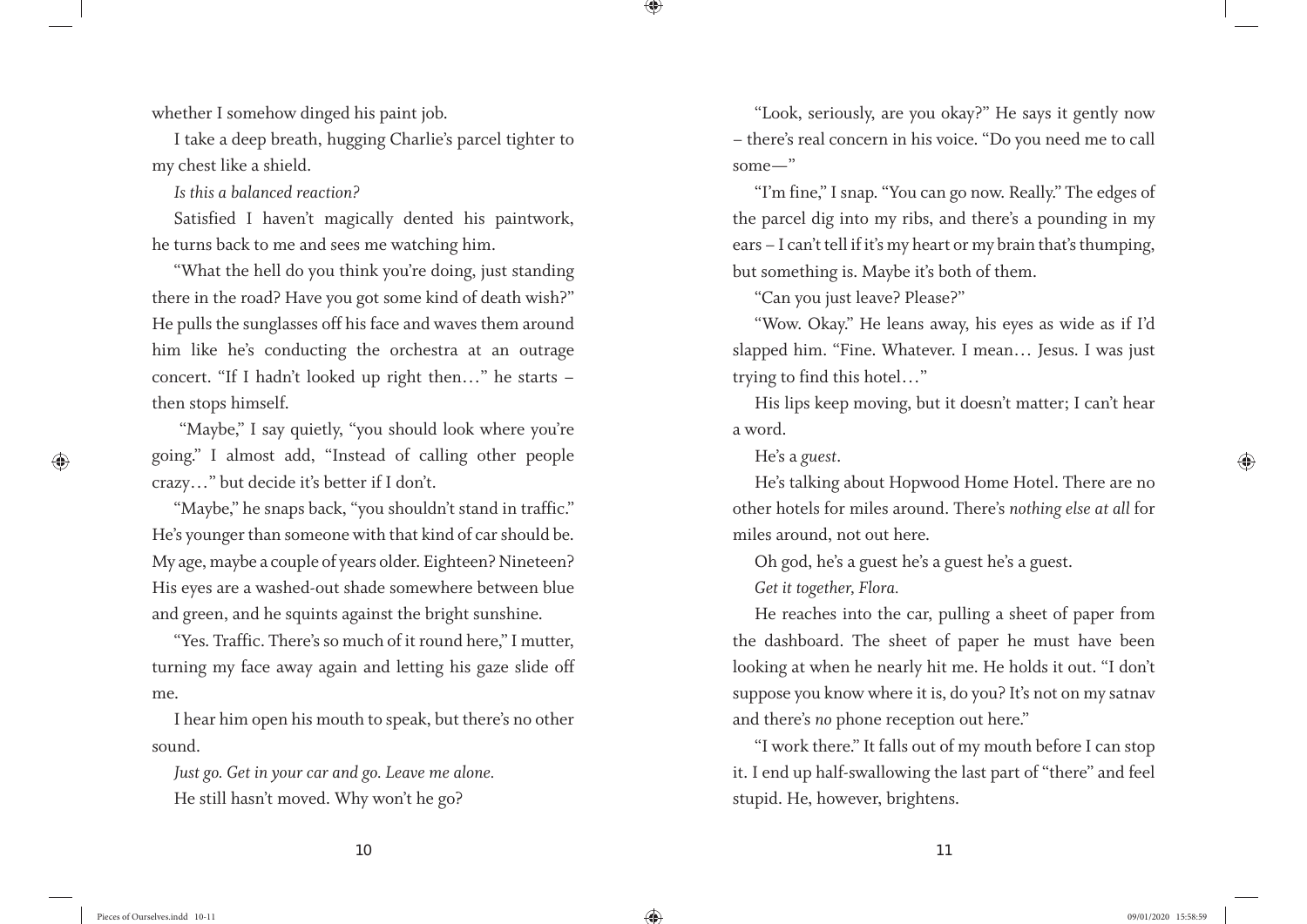whether I somehow dinged his paint job.

I take a deep breath, hugging Charlie's parcel tighter to my chest like a shield.

*Is this a balanced reaction?*

Satisfied I haven't magically dented his paintwork, he turns back to me and sees me watching him.

"What the hell do you think you're doing, just standing there in the road? Have you got some kind of death wish?" He pulls the sunglasses off his face and waves them around him like he's conducting the orchestra at an outrage concert. "If I hadn't looked up right then…" he starts – then stops himself.

"Maybe," I say quietly, "you should look where you're going." I almost add, "Instead of calling other people crazy…" but decide it's better if I don't.

"Maybe," he snaps back, "you shouldn't stand in traffic." He's younger than someone with that kind of car should be. My age, maybe a couple of years older. Eighteen? Nineteen? His eyes are a washed-out shade somewhere between blue and green, and he squints against the bright sunshine.

"Yes. Traffic. There's so much of it round here," I mutter, turning my face away again and letting his gaze slide off me.

I hear him open his mouth to speak, but there's no other sound.

*Just go. Get in your car and go. Leave me alone.*

He still hasn't moved. Why won't he go?

"Look, seriously, are you okay?" He says it gently now – there's real concern in his voice. "Do you need me to call some—"

"I'm fine," I snap. "You can go now. Really." The edges of the parcel dig into my ribs, and there's a pounding in my ears – I can't tell if it's my heart or my brain that's thumping, but something is. Maybe it's both of them.

"Can you just leave? Please?"

"Wow. Okay." He leans away, his eyes as wide as if I'd slapped him. "Fine. Whatever. I mean… Jesus. I was just trying to find this hotel…"

His lips keep moving, but it doesn't matter; I can't hear a word.

He's a *guest*.

He's talking about Hopwood Home Hotel. There are no other hotels for miles around. There's *nothing else at all* for miles around, not out here.

Oh god, he's a guest he's a guest he's a guest.

*Get it together, Flora.*

He reaches into the car, pulling a sheet of paper from the dashboard. The sheet of paper he must have been looking at when he nearly hit me. He holds it out. "I don't suppose you know where it is, do you? It's not on my satnav and there's *no* phone reception out here."

"I work there." It falls out of my mouth before I can stop it. I end up half-swallowing the last part of "there" and feel stupid. He, however, brightens.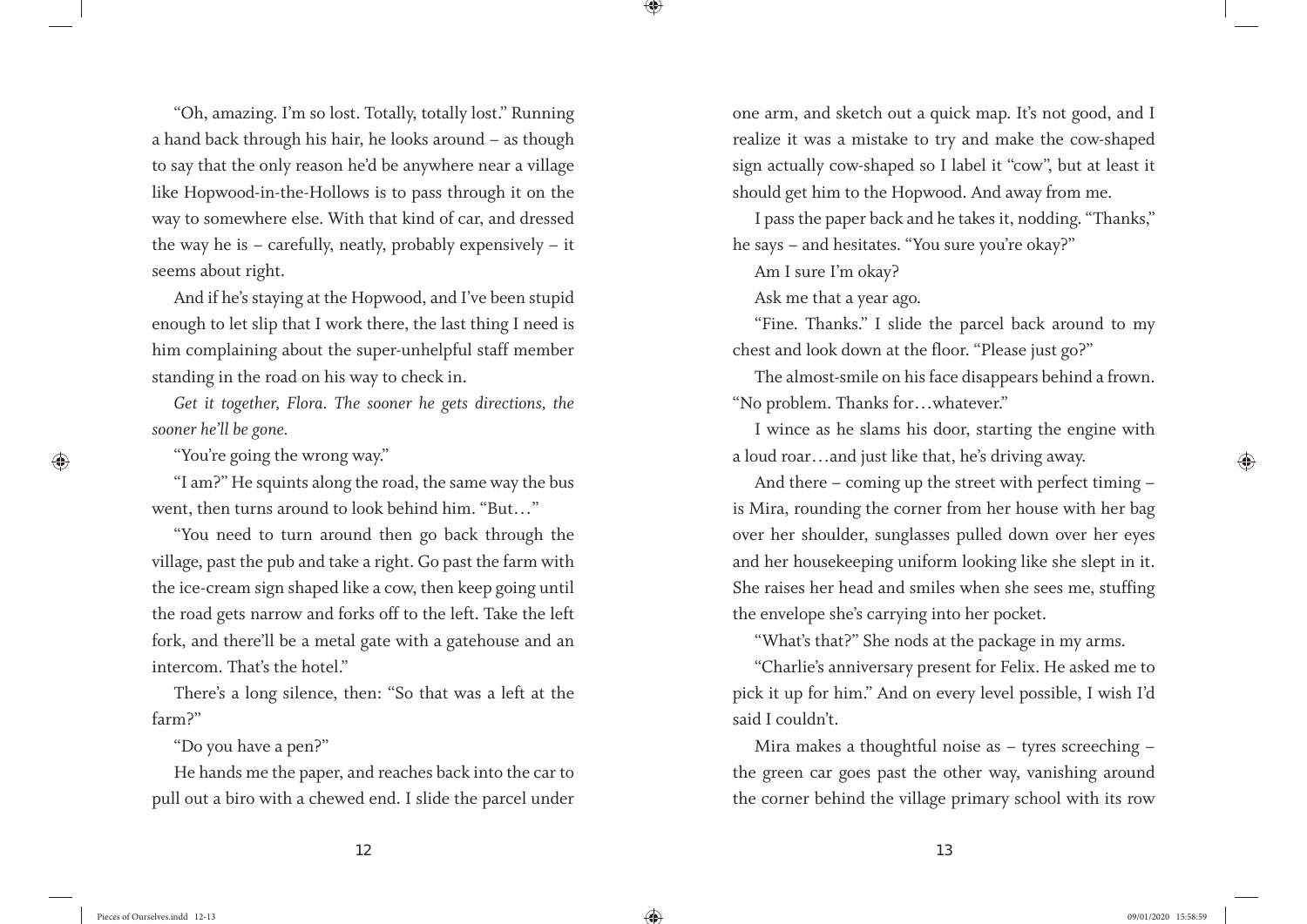"Oh, amazing. I'm so lost. Totally, totally lost." Running a hand back through his hair, he looks around – as though to say that the only reason he'd be anywhere near a village like Hopwood-in-the-Hollows is to pass through it on the way to somewhere else. With that kind of car, and dressed the way he is – carefully, neatly, probably expensively – it seems about right.

And if he's staying at the Hopwood, and I've been stupid enough to let slip that I work there, the last thing I need is him complaining about the super-unhelpful staff member standing in the road on his way to check in.

*Get it together, Flora. The sooner he gets directions, the sooner he'll be gone.*

"You're going the wrong way."

"I am?" He squints along the road, the same way the bus went, then turns around to look behind him. "But…"

"You need to turn around then go back through the village, past the pub and take a right. Go past the farm with the ice-cream sign shaped like a cow, then keep going until the road gets narrow and forks off to the left. Take the left fork, and there'll be a metal gate with a gatehouse and an intercom. That's the hotel."

There's a long silence, then: "So that was a left at the farm?"

"Do you have a pen?"

He hands me the paper, and reaches back into the car to pull out a biro with a chewed end. I slide the parcel under one arm, and sketch out a quick map. It's not good, and I realize it was a mistake to try and make the cow-shaped sign actually cow-shaped so I label it "cow", but at least it should get him to the Hopwood. And away from me.

I pass the paper back and he takes it, nodding. "Thanks," he says – and hesitates. "You sure you're okay?"

Am I sure I'm okay?

Ask me that a year ago.

"Fine. Thanks." I slide the parcel back around to my chest and look down at the floor. "Please just go?"

The almost-smile on his face disappears behind a frown. "No problem. Thanks for…whatever."

I wince as he slams his door, starting the engine with a loud roar…and just like that, he's driving away.

And there – coming up the street with perfect timing – is Mira, rounding the corner from her house with her bag over her shoulder, sunglasses pulled down over her eyes and her housekeeping uniform looking like she slept in it. She raises her head and smiles when she sees me, stuffing the envelope she's carrying into her pocket.

"What's that?" She nods at the package in my arms.

"Charlie's anniversary present for Felix. He asked me to pick it up for him." And on every level possible, I wish I'd said I couldn't.

Mira makes a thoughtful noise as – tyres screeching – the green car goes past the other way, vanishing around the corner behind the village primary school with its row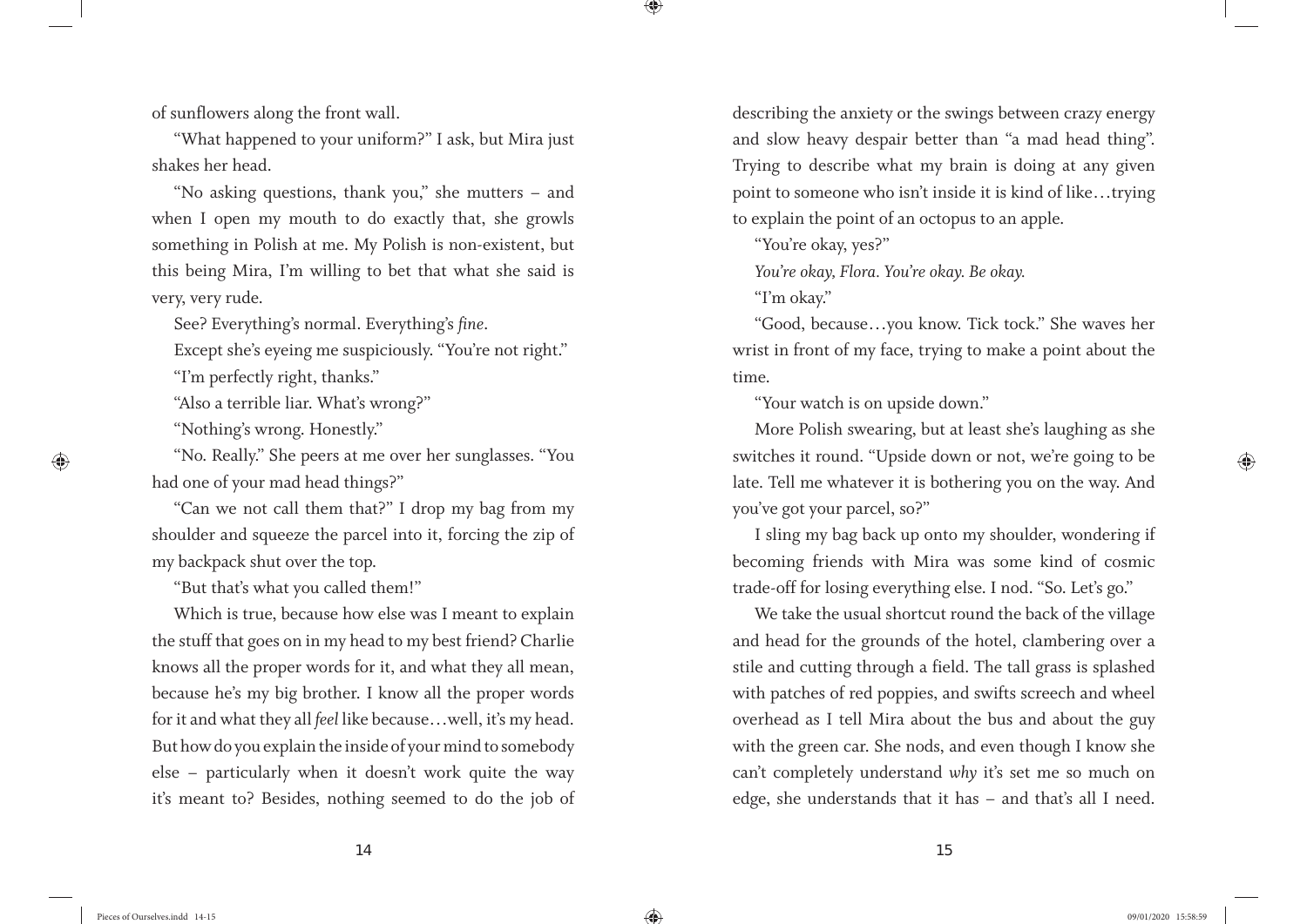of sunflowers along the front wall.

"What happened to your uniform?" I ask, but Mira just shakes her head.

"No asking questions, thank you," she mutters – and when I open my mouth to do exactly that, she growls something in Polish at me. My Polish is non-existent, but this being Mira, I'm willing to bet that what she said is very, very rude.

See? Everything's normal. Everything's *fine*.

Except she's eyeing me suspiciously. "You're not right."

"I'm perfectly right, thanks."

"Also a terrible liar. What's wrong?"

"Nothing's wrong. Honestly."

"No. Really." She peers at me over her sunglasses. "You had one of your mad head things?"

"Can we not call them that?" I drop my bag from my shoulder and squeeze the parcel into it, forcing the zip of my backpack shut over the top.

"But that's what you called them!"

Which is true, because how else was I meant to explain the stuff that goes on in my head to my best friend? Charlie knows all the proper words for it, and what they all mean, because he's my big brother. I know all the proper words for it and what they all *feel* like because…well, it's my head. But how do you explain the inside of your mind to somebody else – particularly when it doesn't work quite the way it's meant to? Besides, nothing seemed to do the job of describing the anxiety or the swings between crazy energy and slow heavy despair better than "a mad head thing". Trying to describe what my brain is doing at any given point to someone who isn't inside it is kind of like…trying to explain the point of an octopus to an apple.

"You're okay, yes?"

*You're okay, Flora. You're okay. Be okay.*

"I'm okay."

"Good, because…you know. Tick tock." She waves her wrist in front of my face, trying to make a point about the time.

"Your watch is on upside down."

More Polish swearing, but at least she's laughing as she switches it round. "Upside down or not, we're going to be late. Tell me whatever it is bothering you on the way. And you've got your parcel, so?"

I sling my bag back up onto my shoulder, wondering if becoming friends with Mira was some kind of cosmic trade-off for losing everything else. I nod. "So. Let's go."

We take the usual shortcut round the back of the village and head for the grounds of the hotel, clambering over a stile and cutting through a field. The tall grass is splashed with patches of red poppies, and swifts screech and wheel overhead as I tell Mira about the bus and about the guy with the green car. She nods, and even though I know she can't completely understand *why* it's set me so much on edge, she understands that it has – and that's all I need.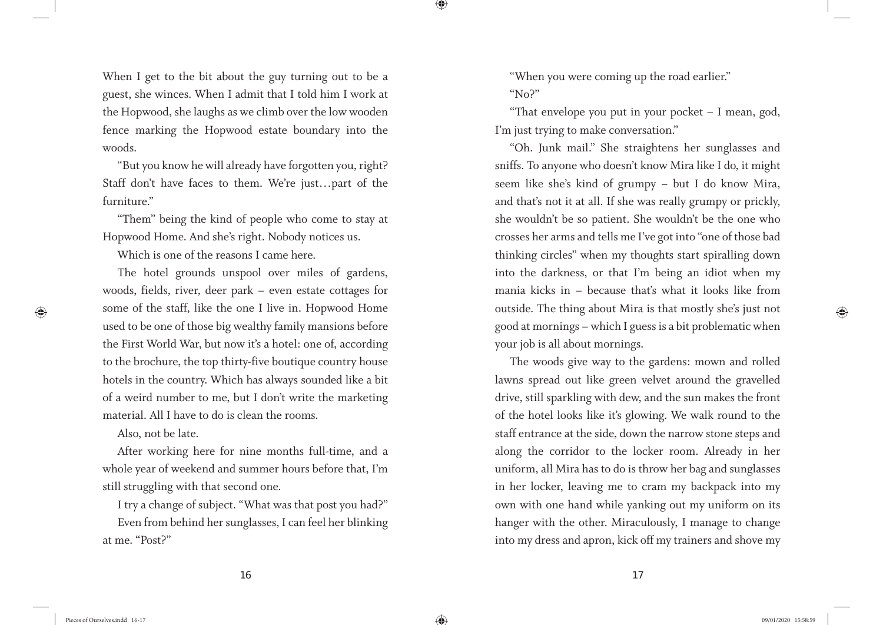When I get to the bit about the guy turning out to be a guest, she winces. When I admit that I told him I work at the Hopwood, she laughs as we climb over the low wooden fence marking the Hopwood estate boundary into the woods.

"But you know he will already have forgotten you, right? Staff don't have faces to them. We're just…part of the furniture."

"Them" being the kind of people who come to stay at Hopwood Home. And she's right. Nobody notices us.

Which is one of the reasons I came here.

The hotel grounds unspool over miles of gardens, woods, fields, river, deer park – even estate cottages for some of the staff, like the one I live in. Hopwood Home used to be one of those big wealthy family mansions before the First World War, but now it's a hotel: one of, according to the brochure, the top thirty-five boutique country house hotels in the country. Which has always sounded like a bit of a weird number to me, but I don't write the marketing material. All I have to do is clean the rooms.

Also, not be late.

After working here for nine months full-time, and a whole year of weekend and summer hours before that, I'm still struggling with that second one.

I try a change of subject. "What was that post you had?"

Even from behind her sunglasses, I can feel her blinking at me. "Post?"

"When you were coming up the road earlier."

"No?"

"That envelope you put in your pocket – I mean, god, I'm just trying to make conversation."

"Oh. Junk mail." She straightens her sunglasses and sniffs. To anyone who doesn't know Mira like I do, it might seem like she's kind of grumpy – but I do know Mira, and that's not it at all. If she was really grumpy or prickly, she wouldn't be so patient. She wouldn't be the one who crosses her arms and tells me I've got into "one of those bad thinking circles" when my thoughts start spiralling down into the darkness, or that I'm being an idiot when my mania kicks in – because that's what it looks like from outside. The thing about Mira is that mostly she's just not good at mornings – which I guess is a bit problematic when your job is all about mornings.

The woods give way to the gardens: mown and rolled lawns spread out like green velvet around the gravelled drive, still sparkling with dew, and the sun makes the front of the hotel looks like it's glowing. We walk round to the staff entrance at the side, down the narrow stone steps and along the corridor to the locker room. Already in her uniform, all Mira has to do is throw her bag and sunglasses in her locker, leaving me to cram my backpack into my own with one hand while yanking out my uniform on its hanger with the other. Miraculously, I manage to change into my dress and apron, kick off my trainers and shove my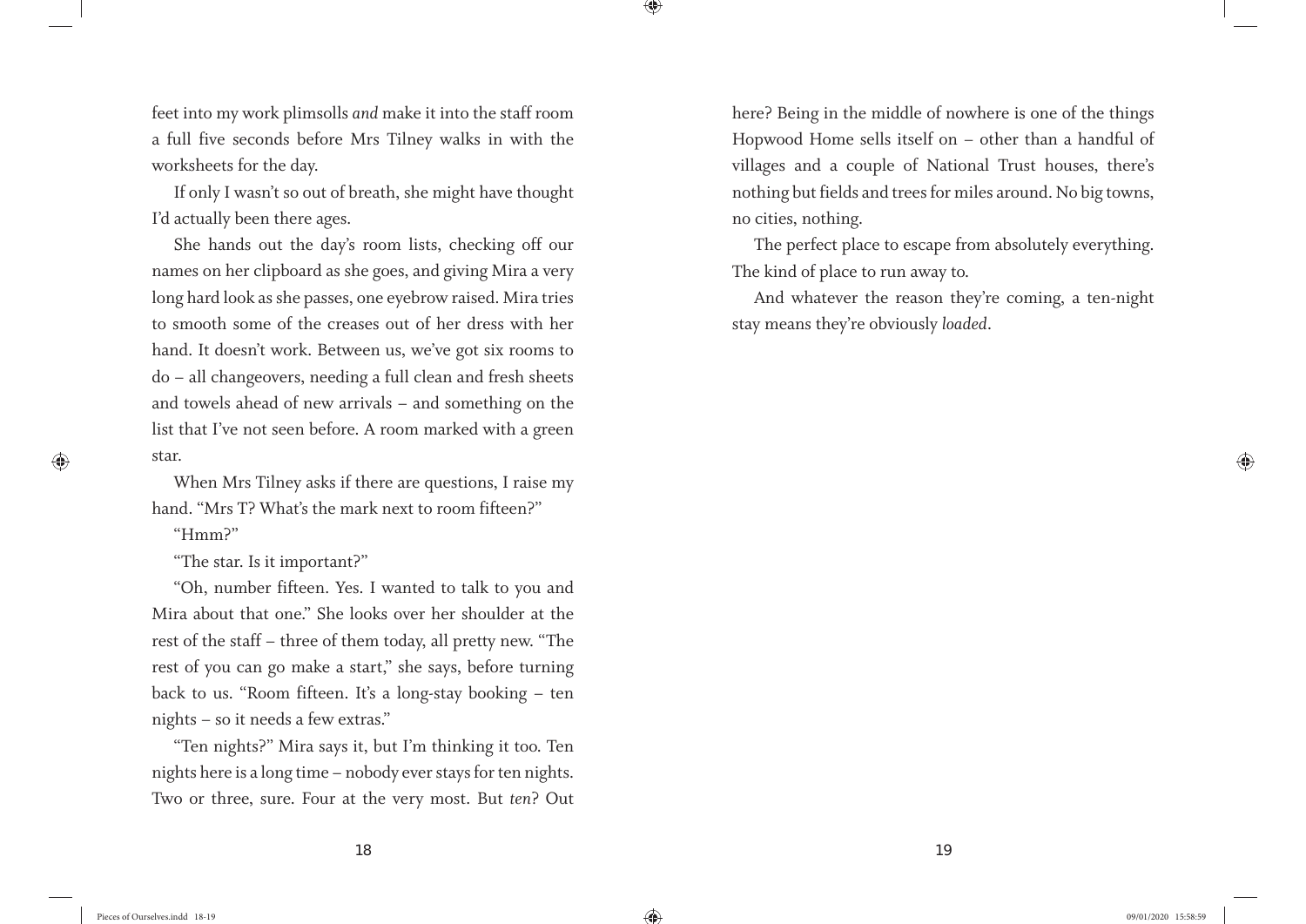feet into my work plimsolls *and* make it into the staff room a full five seconds before Mrs Tilney walks in with the worksheets for the day.

If only I wasn't so out of breath, she might have thought I'd actually been there ages.

She hands out the day's room lists, checking off our names on her clipboard as she goes, and giving Mira a very long hard look as she passes, one eyebrow raised. Mira tries to smooth some of the creases out of her dress with her hand. It doesn't work. Between us, we've got six rooms to do – all changeovers, needing a full clean and fresh sheets and towels ahead of new arrivals – and something on the list that I've not seen before. A room marked with a green star.

When Mrs Tilney asks if there are questions, I raise my hand. "Mrs T? What's the mark next to room fifteen?"

"Hmm?"

"The star. Is it important?"

"Oh, number fifteen. Yes. I wanted to talk to you and Mira about that one." She looks over her shoulder at the rest of the staff – three of them today, all pretty new. "The rest of you can go make a start," she says, before turning back to us. "Room fifteen. It's a long-stay booking – ten nights – so it needs a few extras."

"Ten nights?" Mira says it, but I'm thinking it too. Ten nights here is a long time – nobody ever stays for ten nights. Two or three, sure. Four at the very most. But *ten*? Out here? Being in the middle of nowhere is one of the things Hopwood Home sells itself on – other than a handful of villages and a couple of National Trust houses, there's nothing but fields and trees for miles around. No big towns, no cities, nothing.

The perfect place to escape from absolutely everything. The kind of place to run away to.

And whatever the reason they're coming, a ten-night stay means they're obviously *loaded*.